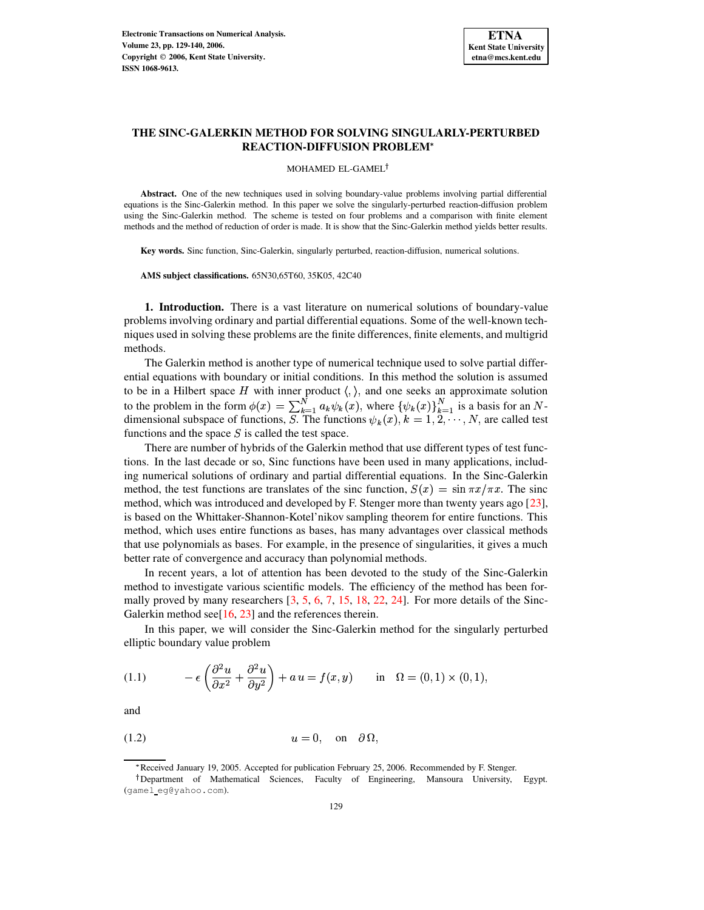# THE SINC-GALERKIN METHOD FOR SOLVING SINGULARLY-PERTURBED REACTION-DIFFUSION PROBLEM*

MOHAMED EL-GAMEL†

**Abstract.** One of the new techniques used in solving boundary-value problems involving partial differential equations is the Sinc-Galerkin method. In this paper we solve the singularly-perturbed reaction-diffusion problem using the Sinc-Galerkin method. The scheme is tested on four problems and a comparison with finite element methods and the method of reduction of order is made. It is show that the Sinc-Galerkin method yields better results.

**Key words.** Sinc function, Sinc-Galerkin, singularly perturbed, reaction-diffusion, numerical solutions.

**AMS subject classifications.** 65N30,65T60, 35K05, 42C40

**1. Introduction.** There is a vast literature on numerical solutions of boundary-value problems involving ordinary and partial differential equations. Some of the well-known techniques used in solving these problems are the finite differences, finite elements, and multigrid methods.

The Galerkin method is another type of numerical technique used to solve partial differential equations with boundary or initial conditions. In this method the solution is assumed to be in a Hilbert space $H$ with inner product $\langle , \rangle$, and one seeks an approximate solution to the problem in the form $\phi(x) = \sum_{k=1}^{N} a_k \psi_k(x)$, where $\{\psi_k(x)\}_{k=1}^{N}$ is a basis for an $N$-dimensional subspace of functions, $S$. The functions $\psi_k(x)$, $k = 1, 2, \cdots, N$, are called test functions and the space $S$ is called the test space.

There are number of hybrids of the Galerkin method that use different types of test functions. In the last decade or so, Sinc functions have been used in many applications, including numerical solutions of ordinary and partial differential equations. In the Sinc-Galerkin method, the test functions are translates of the sinc function, $S(x) = \sin \pi x / \pi x$. The sinc method, which was introduced and developed by F. Stenger more than twenty years ago [23], is based on the Whittaker-Shannon-Kotel'nikov sampling theorem for entire functions. This method, which uses entire functions as bases, has many advantages over classical methods that use polynomials as bases. For example, in the presence of singularities, it gives a much better rate of convergence and accuracy than polynomial methods.

In recent years, a lot of attention has been devoted to the study of the Sinc-Galerkin method to investigate various scientific models. The efficiency of the method has been formally proved by many researchers [3, 5, 6, 7, 15, 18, 22, 24]. For more details of the Sinc-Galerkin method see[16, 23] and the references therein.

In this paper, we will consider the Sinc-Galerkin method for the singularly perturbed elliptic boundary value problem

$$-\epsilon \left( \frac{\partial^2 u}{\partial x^2} + \frac{\partial^2 u}{\partial y^2} \right) + a\, u = f(x, y) \qquad \text{in} \quad \Omega = (0,1) \times (0,1), \tag{1.1}$$

and

$$u = 0, \quad \text{on} \quad \partial\Omega, \tag{1.2}$$

*Received January 19, 2005. Accepted for publication February 25, 2006. Recommended by F. Stenger.

†Department of Mathematical Sciences, Faculty of Engineering, Mansoura University, Egypt. (gamel_eg@yahoo.com).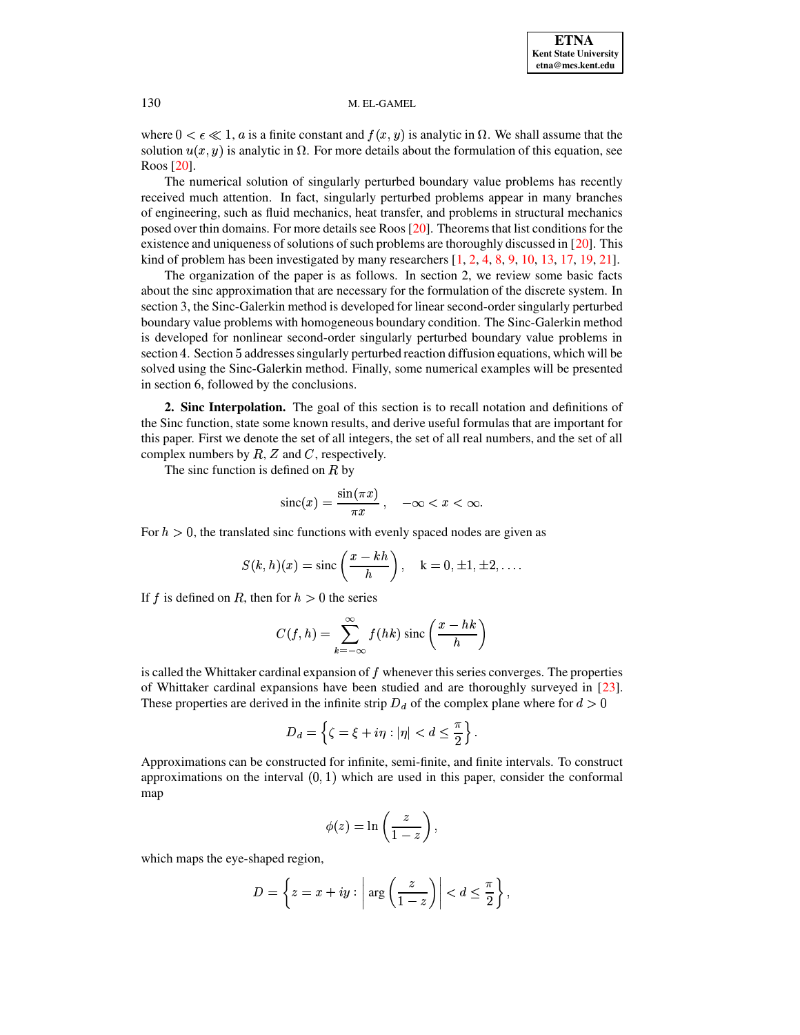where $0 < \epsilon \ll 1$, $a$ is a finite constant and $f(x, y)$ is analytic in $\Omega$. We shall assume that the solution $u(x, y)$ is analytic in $\Omega$. For more details about the formulation of this equation, see Roos [20].

The numerical solution of singularly perturbed boundary value problems has recently received much attention. In fact, singularly perturbed problems appear in many branches of engineering, such as fluid mechanics, heat transfer, and problems in structural mechanics posed over thin domains. For more details see Roos [20]. Theorems that list conditions for the existence and uniqueness of solutions of such problems are thoroughly discussed in [20]. This kind of problem has been investigated by many researchers [1, 2, 4, 8, 9, 10, 13, 17, 19, 21].

The organization of the paper is as follows. In section 2, we review some basic facts about the sinc approximation that are necessary for the formulation of the discrete system. In section 3, the Sinc-Galerkin method is developed for linear second-order singularly perturbed boundary value problems with homogeneous boundary condition. The Sinc-Galerkin method is developed for nonlinear second-order singularly perturbed boundary value problems in section 4. Section 5 addresses singularly perturbed reaction diffusion equations, which will be solved using the Sinc-Galerkin method. Finally, some numerical examples will be presented in section 6, followed by the conclusions.

**2. Sinc Interpolation.** The goal of this section is to recall notation and definitions of the Sinc function, state some known results, and derive useful formulas that are important for this paper. First we denote the set of all integers, the set of all real numbers, and the set of all complex numbers by $R$, $Z$ and $C$, respectively.

The sinc function is defined on $R$ by

$$\operatorname{sinc}(x) = \frac{\sin(\pi x)}{\pi x}, \quad -\infty < x < \infty.$$

For $h > 0$, the translated sinc functions with evenly spaced nodes are given as

$$S(k, h)(x) = \operatorname{sinc}\left(\frac{x - kh}{h}\right), \quad \mathrm{k} = 0, \pm 1, \pm 2, \ldots.$$

If $f$ is defined on $R$, then for $h > 0$ the series

$$C(f, h) = \sum_{k=-\infty}^{\infty} f(hk) \operatorname{sinc}\left(\frac{x - hk}{h}\right)$$

is called the Whittaker cardinal expansion of $f$ whenever this series converges. The properties of Whittaker cardinal expansions have been studied and are thoroughly surveyed in [23]. These properties are derived in the infinite strip $D_d$ of the complex plane where for $d > 0$

$$D_d = \left\{ \zeta = \xi + i\eta : |\eta| < d \leq \frac{\pi}{2} \right\}.$$

Approximations can be constructed for infinite, semi-finite, and finite intervals. To construct approximations on the interval $(0, 1)$ which are used in this paper, consider the conformal map

$$\phi(z) = \ln\left(\frac{z}{1 - z}\right),$$

which maps the eye-shaped region,

$$D = \left\{ z = x + iy : \left| \arg\left(\frac{z}{1 - z}\right) \right| < d \leq \frac{\pi}{2} \right\},$$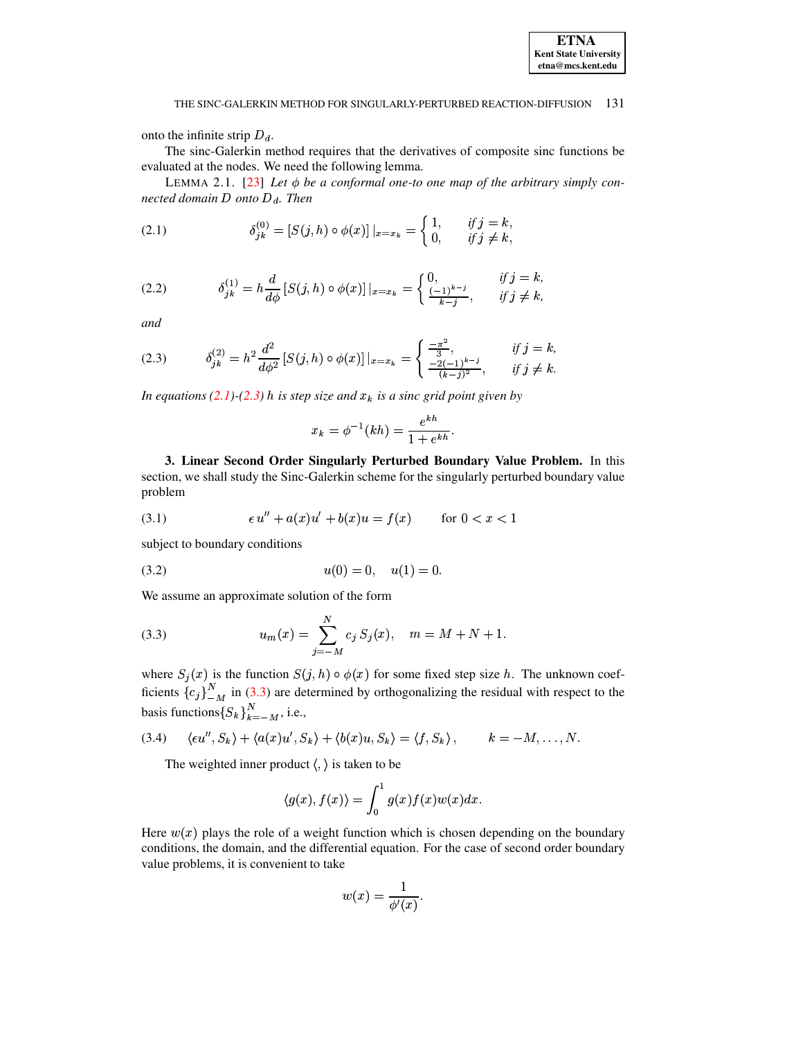onto the infinite strip $D_d$.

The sinc-Galerkin method requires that the derivatives of composite sinc functions be evaluated at the nodes. We need the following lemma.

LEMMA 2.1. [23] *Let $\phi$ be a conformal one-to one map of the arbitrary simply connected domain $D$ onto $D_d$. Then*

$$\delta^{(0)}_{jk} = [S(j,h) \circ \phi(x)]\,|_{x=x_k} = \begin{cases} 1, & \text{if } j = k, \\ 0, & \text{if } j \neq k, \end{cases} \tag{2.1}$$

$$\delta^{(1)}_{jk} = h\frac{d}{d\phi}[S(j,h) \circ \phi(x)]\,|_{x=x_k} = \begin{cases} 0, & \text{if } j = k, \\ \frac{(-1)^{k-j}}{k-j}, & \text{if } j \neq k, \end{cases} \tag{2.2}$$

*and*

$$\delta^{(2)}_{jk} = h^2\frac{d^2}{d\phi^2}[S(j,h) \circ \phi(x)]\,|_{x=x_k} = \begin{cases} \frac{-\pi^2}{3}, & \text{if } j = k, \\ \frac{-2(-1)^{k-j}}{(k-j)^2}, & \text{if } j \neq k. \end{cases} \tag{2.3}$$

*In equations (2.1)-(2.3) $h$ is step size and $x_k$ is a sinc grid point given by*

$$x_k = \phi^{-1}(kh) = \frac{e^{kh}}{1+e^{kh}}.$$

**3. Linear Second Order Singularly Perturbed Boundary Value Problem.** In this section, we shall study the Sinc-Galerkin scheme for the singularly perturbed boundary value problem

$$\epsilon\, u'' + a(x)u' + b(x)u = f(x) \qquad \text{for } 0 < x < 1 \tag{3.1}$$

subject to boundary conditions

$$u(0) = 0, \quad u(1) = 0. \tag{3.2}$$

We assume an approximate solution of the form

$$u_m(x) = \sum_{j=-M}^{N} c_j\, S_j(x), \quad m = M + N + 1. \tag{3.3}$$

where $S_j(x)$ is the function $S(j,h) \circ \phi(x)$ for some fixed step size $h$. The unknown coefficients $\{c_j\}_{-M}^{N}$ in (3.3) are determined by orthogonalizing the residual with respect to the basis functions$\{S_k\}_{k=-M}^{N}$, i.e.,

$$\langle \epsilon u'', S_k \rangle + \langle a(x)u', S_k \rangle + \langle b(x)u, S_k \rangle = \langle f, S_k \rangle, \qquad k = -M, \ldots, N. \tag{3.4}$$

The weighted inner product $\langle , \rangle$ is taken to be

$$\langle g(x), f(x) \rangle = \int_0^1 g(x)f(x)w(x)dx.$$

Here $w(x)$ plays the role of a weight function which is chosen depending on the boundary conditions, the domain, and the differential equation. For the case of second order boundary value problems, it is convenient to take

$$w(x) = \frac{1}{\phi'(x)}.$$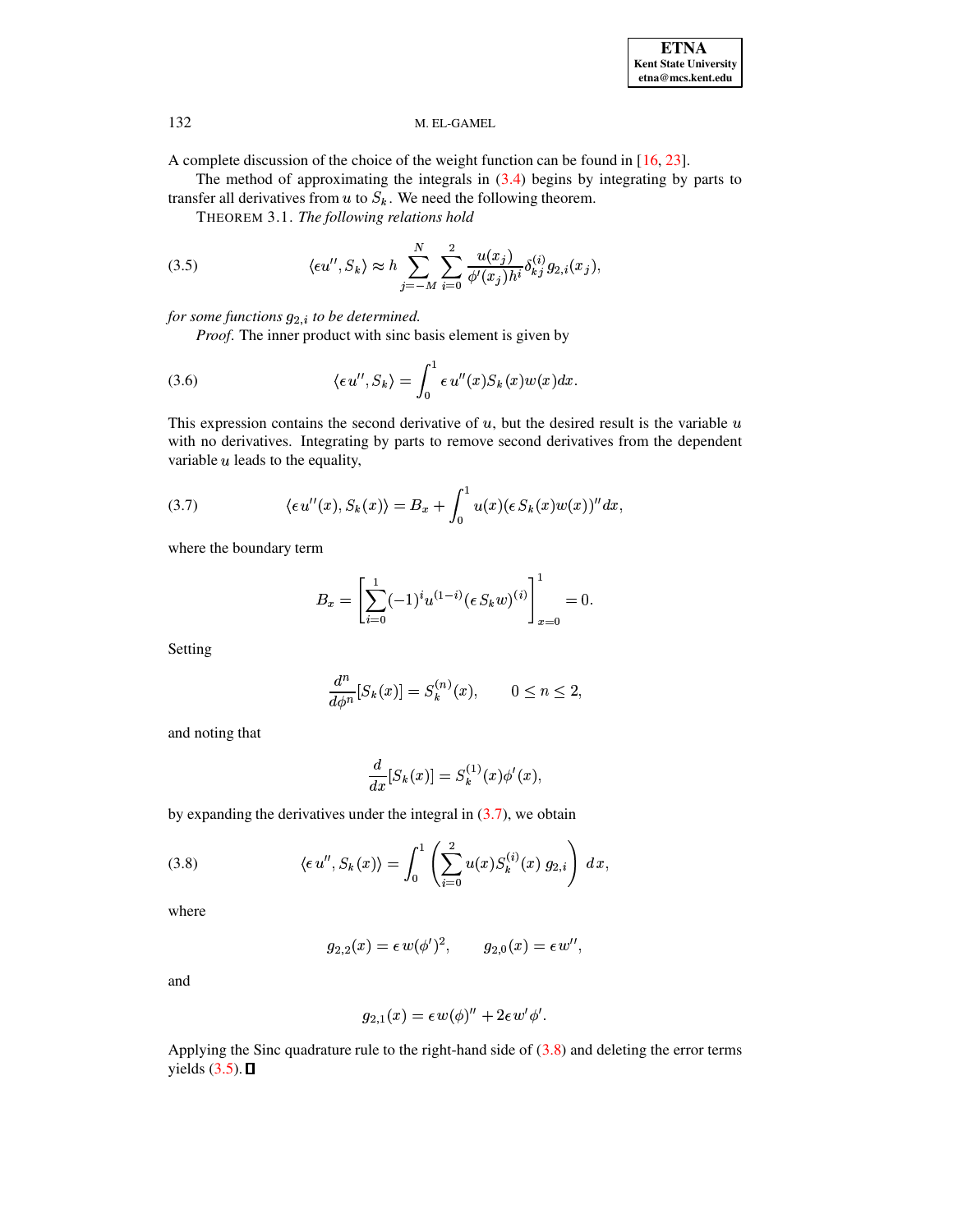A complete discussion of the choice of the weight function can be found in [16, 23].

The method of approximating the integrals in (3.4) begins by integrating by parts to transfer all derivatives from $u$ to $S_k$. We need the following theorem.

THEOREM 3.1. *The following relations hold*

$$\langle \epsilon u'', S_k \rangle \approx h \sum_{j=-M}^{N} \sum_{i=0}^{2} \frac{u(x_j)}{\phi'(x_j) h^i} \delta_{kj}^{(i)} g_{2,i}(x_j), \tag{3.5}$$

*for some functions $g_{2,i}$ to be determined.*

*Proof.* The inner product with sinc basis element is given by

$$\langle \epsilon u'', S_k \rangle = \int_0^1 \epsilon\, u''(x) S_k(x) w(x) dx. \tag{3.6}$$

This expression contains the second derivative of $u$, but the desired result is the variable $u$ with no derivatives. Integrating by parts to remove second derivatives from the dependent variable $u$ leads to the equality,

$$\langle \epsilon u''(x), S_k(x) \rangle = B_x + \int_0^1 u(x) (\epsilon\, S_k(x) w(x))'' dx, \tag{3.7}$$

where the boundary term

$$B_x = \left[ \sum_{i=0}^{1} (-1)^i u^{(1-i)} (\epsilon\, S_k w)^{(i)} \right]_{x=0}^{1} = 0.$$

Setting

$$\frac{d^n}{d\phi^n}[S_k(x)] = S_k^{(n)}(x), \qquad 0 \leq n \leq 2,$$

and noting that

$$\frac{d}{dx}[S_k(x)] = S_k^{(1)}(x) \phi'(x),$$

by expanding the derivatives under the integral in (3.7), we obtain

$$\langle \epsilon\, u'', S_k(x) \rangle = \int_0^1 \left( \sum_{i=0}^{2} u(x) S_k^{(i)}(x)\; g_{2,i} \right) dx, \tag{3.8}$$

where

$$g_{2,2}(x) = \epsilon\, w(\phi')^2, \qquad g_{2,0}(x) = \epsilon\, w'',$$

and

$$g_{2,1}(x) = \epsilon\, w(\phi)'' + 2\epsilon\, w' \phi'.$$

Applying the Sinc quadrature rule to the right-hand side of (3.8) and deleting the error terms yields (3.5). ∎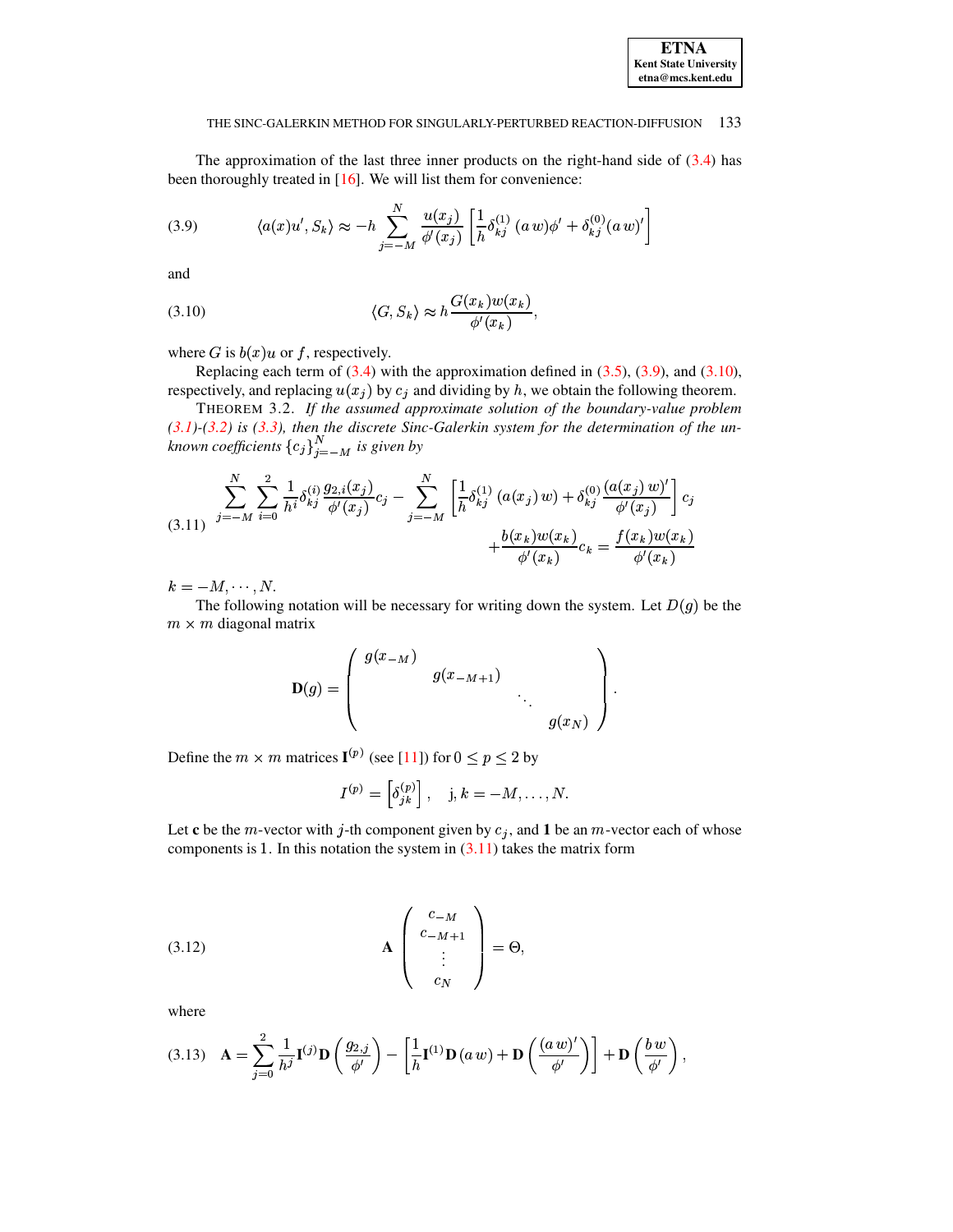The approximation of the last three inner products on the right-hand side of (3.4) has been thoroughly treated in [16]. We will list them for convenience:

$$\langle a(x)u', S_k\rangle \approx -h \sum_{j=-M}^{N} \frac{u(x_j)}{\phi'(x_j)} \left[\frac{1}{h}\delta_{kj}^{(1)}\,(a\,w)\phi' + \delta_{kj}^{(0)}(a\,w)'\right] \tag{3.9}$$

and

$$\langle G, S_k\rangle \approx h\frac{G(x_k)w(x_k)}{\phi'(x_k)}, \tag{3.10}$$

where $G$ is $b(x)u$ or $f$, respectively.

Replacing each term of (3.4) with the approximation defined in (3.5), (3.9), and (3.10), respectively, and replacing $u(x_j)$ by $c_j$ and dividing by $h$, we obtain the following theorem.

THEOREM 3.2. *If the assumed approximate solution of the boundary-value problem (3.1)-(3.2) is (3.3), then the discrete Sinc-Galerkin system for the determination of the unknown coefficients $\{c_j\}_{j=-M}^{N}$ is given by*

$$\begin{aligned}\sum_{j=-M}^{N}\sum_{i=0}^{2}\frac{1}{h^i}\delta_{kj}^{(i)}\frac{g_{2,i}(x_j)}{\phi'(x_j)}c_j - \sum_{j=-M}^{N}\left[\frac{1}{h}\delta_{kj}^{(1)}\,(a(x_j)\,w) + \delta_{kj}^{(0)}\frac{(a(x_j)\,w)'}{\phi'(x_j)}\right]c_j \\ + \frac{b(x_k)w(x_k)}{\phi'(x_k)}c_k = \frac{f(x_k)w(x_k)}{\phi'(x_k)}\end{aligned} \tag{3.11}$$

$k = -M, \cdots, N.$

The following notation will be necessary for writing down the system. Let $D(g)$ be the $m \times m$ diagonal matrix

$$\mathbf{D}(g) = \begin{pmatrix} g(x_{-M}) & & & \\ & g(x_{-M+1}) & & \\ & & \ddots & \\ & & & g(x_N) \end{pmatrix}.$$

Define the $m \times m$ matrices $\mathbf{I}^{(p)}$ (see [11]) for $0 \le p \le 2$ by

$$I^{(p)} = \left[\delta_{jk}^{(p)}\right], \quad \text{j}, k = -M, \ldots, N.$$

Let **c** be the $m$-vector with $j$-th component given by $c_j$, and **1** be an $m$-vector each of whose components is 1. In this notation the system in (3.11) takes the matrix form

$$\mathbf{A}\begin{pmatrix} c_{-M} \\ c_{-M+1} \\ \vdots \\ c_N \end{pmatrix} = \Theta, \tag{3.12}$$

where

$$\mathbf{A} = \sum_{j=0}^{2}\frac{1}{h^j}\mathbf{I}^{(j)}\mathbf{D}\left(\frac{g_{2,j}}{\phi'}\right) - \left[\frac{1}{h}\mathbf{I}^{(1)}\mathbf{D}\,(a\,w) + \mathbf{D}\left(\frac{(a\,w)'}{\phi'}\right)\right] + \mathbf{D}\left(\frac{b\,w}{\phi'}\right), \tag{3.13}$$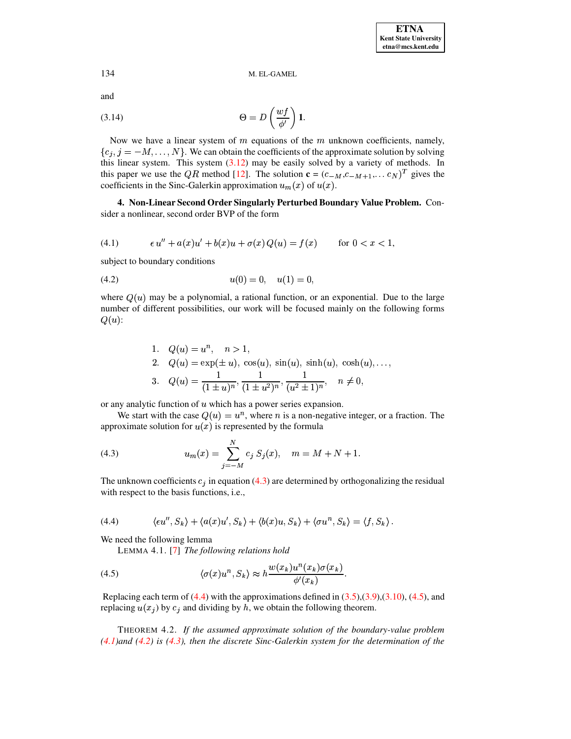and

$$\Theta = D\left(\frac{wf}{\phi'}\right)\mathbf{1}. \tag{3.14}$$

Now we have a linear system of $m$ equations of the $m$ unknown coefficients, namely, $\{c_j, j=-M,\ldots,N\}$. We can obtain the coefficients of the approximate solution by solving this linear system. This system (3.12) may be easily solved by a variety of methods. In this paper we use the $QR$ method [12]. The solution $\mathbf{c} = (c_{-M}, c_{-M+1}, \ldots c_N)^T$ gives the coefficients in the Sinc-Galerkin approximation $u_m(x)$ of $u(x)$.

**4. Non-Linear Second Order Singularly Perturbed Boundary Value Problem.** Consider a nonlinear, second order BVP of the form

$$\epsilon\, u'' + a(x)u' + b(x)u + \sigma(x)\, Q(u) = f(x) \qquad \text{for } 0 < x < 1, \tag{4.1}$$

subject to boundary conditions

$$u(0) = 0, \quad u(1) = 0, \tag{4.2}$$

where $Q(u)$ may be a polynomial, a rational function, or an exponential. Due to the large number of different possibilities, our work will be focused mainly on the following forms $Q(u)$:

1. $Q(u) = u^n, \quad n > 1,$
2. $Q(u) = \exp(\pm\, u),\ \cos(u),\ \sin(u),\ \sinh(u),\ \cosh(u), \ldots,$
3. $Q(u) = \dfrac{1}{(1 \pm u)^n}, \dfrac{1}{(1 \pm u^2)^n}, \dfrac{1}{(u^2 \pm 1)^n}, \quad n \neq 0,$

or any analytic function of $u$ which has a power series expansion.

We start with the case $Q(u) = u^n$, where $n$ is a non-negative integer, or a fraction. The approximate solution for $u(x)$ is represented by the formula

$$u_m(x) = \sum_{j=-M}^{N} c_j\, S_j(x), \quad m = M + N + 1. \tag{4.3}$$

The unknown coefficients $c_j$ in equation (4.3) are determined by orthogonalizing the residual with respect to the basis functions, i.e.,

$$\langle \epsilon u'', S_k \rangle + \langle a(x)u', S_k \rangle + \langle b(x)u, S_k \rangle + \langle \sigma u^n, S_k \rangle = \langle f, S_k \rangle . \tag{4.4}$$

We need the following lemma

LEMMA 4.1. [7] *The following relations hold*

$$\langle \sigma(x)u^n, S_k \rangle \approx h\frac{w(x_k)u^n(x_k)\sigma(x_k)}{\phi'(x_k)}. \tag{4.5}$$

Replacing each term of (4.4) with the approximations defined in (3.5),(3.9),(3.10), (4.5), and replacing $u(x_j)$ by $c_j$ and dividing by $h$, we obtain the following theorem.

THEOREM 4.2. *If the assumed approximate solution of the boundary-value problem (4.1)and (4.2) is (4.3), then the discrete Sinc-Galerkin system for the determination of the*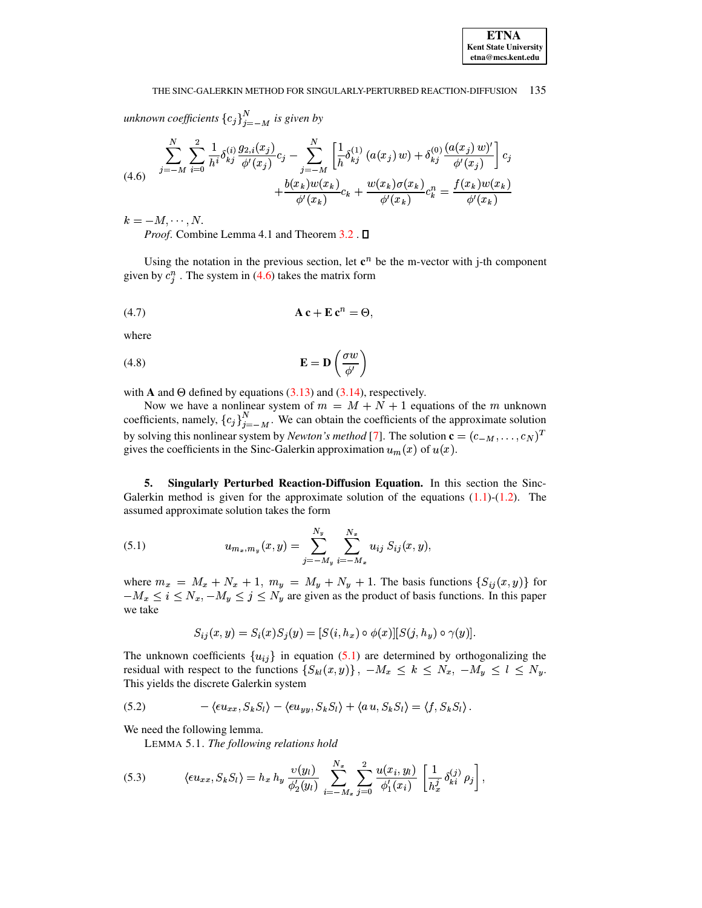*unknown coefficients* $\{c_j\}_{j=-M}^{N}$ *is given by*

$$\sum_{j=-M}^{N}\sum_{i=0}^{2}\frac{1}{h^i}\delta_{kj}^{(i)}\frac{g_{2,i}(x_j)}{\phi'(x_j)}c_j-\sum_{j=-M}^{N}\left[\frac{1}{h}\delta_{kj}^{(1)}\left(a(x_j)\,w\right)+\delta_{kj}^{(0)}\frac{(a(x_j)\,w)'}{\phi'(x_j)}\right]c_j$$
$$+\frac{b(x_k)w(x_k)}{\phi'(x_k)}c_k+\frac{w(x_k)\sigma(x_k)}{\phi'(x_k)}c_k^n=\frac{f(x_k)w(x_k)}{\phi'(x_k)} \tag{4.6}$$

$k=-M,\cdots,N$.

*Proof*. Combine Lemma 4.1 and Theorem 3.2 . □

Using the notation in the previous section, let $\mathbf{c}^n$ be the m-vector with j-th component given by $c_j^n$ . The system in (4.6) takes the matrix form

$$\mathbf{A}\;\mathbf{c}+\mathbf{E}\;\mathbf{c}^n=\Theta, \tag{4.7}$$

where

$$\mathbf{E}=\mathbf{D}\left(\frac{\sigma w}{\phi'}\right) \tag{4.8}$$

with $\mathbf{A}$ and $\Theta$ defined by equations (3.13) and (3.14), respectively.

Now we have a nonlinear system of $m = M+N+1$ equations of the $m$ unknown coefficients, namely, $\{c_j\}_{j=-M}^{N}$. We can obtain the coefficients of the approximate solution by solving this nonlinear system by *Newton's method* [7]. The solution $\mathbf{c}=(c_{-M},\dots,c_N)^T$ gives the coefficients in the Sinc-Galerkin approximation $u_m(x)$ of $u(x)$.

## 5. Singularly Perturbed Reaction-Diffusion Equation.

In this section the Sinc-Galerkin method is given for the approximate solution of the equations (1.1)-(1.2). The assumed approximate solution takes the form

$$u_{m_x,m_y}(x,y)=\sum_{j=-M_y}^{N_y}\sum_{i=-M_x}^{N_x}u_{ij}\,S_{ij}(x,y), \tag{5.1}$$

where $m_x = M_x+N_x+1$, $m_y = M_y+N_y+1$. The basis functions $\{S_{ij}(x,y)\}$ for $-M_x\le i\le N_x$, $-M_y\le j\le N_y$ are given as the product of basis functions. In this paper we take

$$S_{ij}(x,y)=S_i(x)S_j(y)=[S(i,h_x)\circ\phi(x)][S(j,h_y)\circ\gamma(y)].$$

The unknown coefficients $\{u_{ij}\}$ in equation (5.1) are determined by orthogonalizing the residual with respect to the functions $\{S_{kl}(x,y)\}$, $-M_x\le k\le N_x$, $-M_y\le l\le N_y$. This yields the discrete Galerkin system

$$-\langle\epsilon u_{xx},S_kS_l\rangle-\langle\epsilon u_{yy},S_kS_l\rangle+\langle a\,u,S_kS_l\rangle=\langle f,S_kS_l\rangle\,. \tag{5.2}$$

We need the following lemma.

LEMMA 5.1. *The following relations hold*

$$\langle\epsilon u_{xx},S_kS_l\rangle=h_x\,h_y\,\frac{v(y_l)}{\phi_2'(y_l)}\sum_{i=-M_x}^{N_x}\sum_{j=0}^{2}\frac{u(x_i,y_l)}{\phi_1'(x_i)}\left[\frac{1}{h_x^j}\,\delta_{ki}^{(j)}\,\rho_j\right], \tag{5.3}$$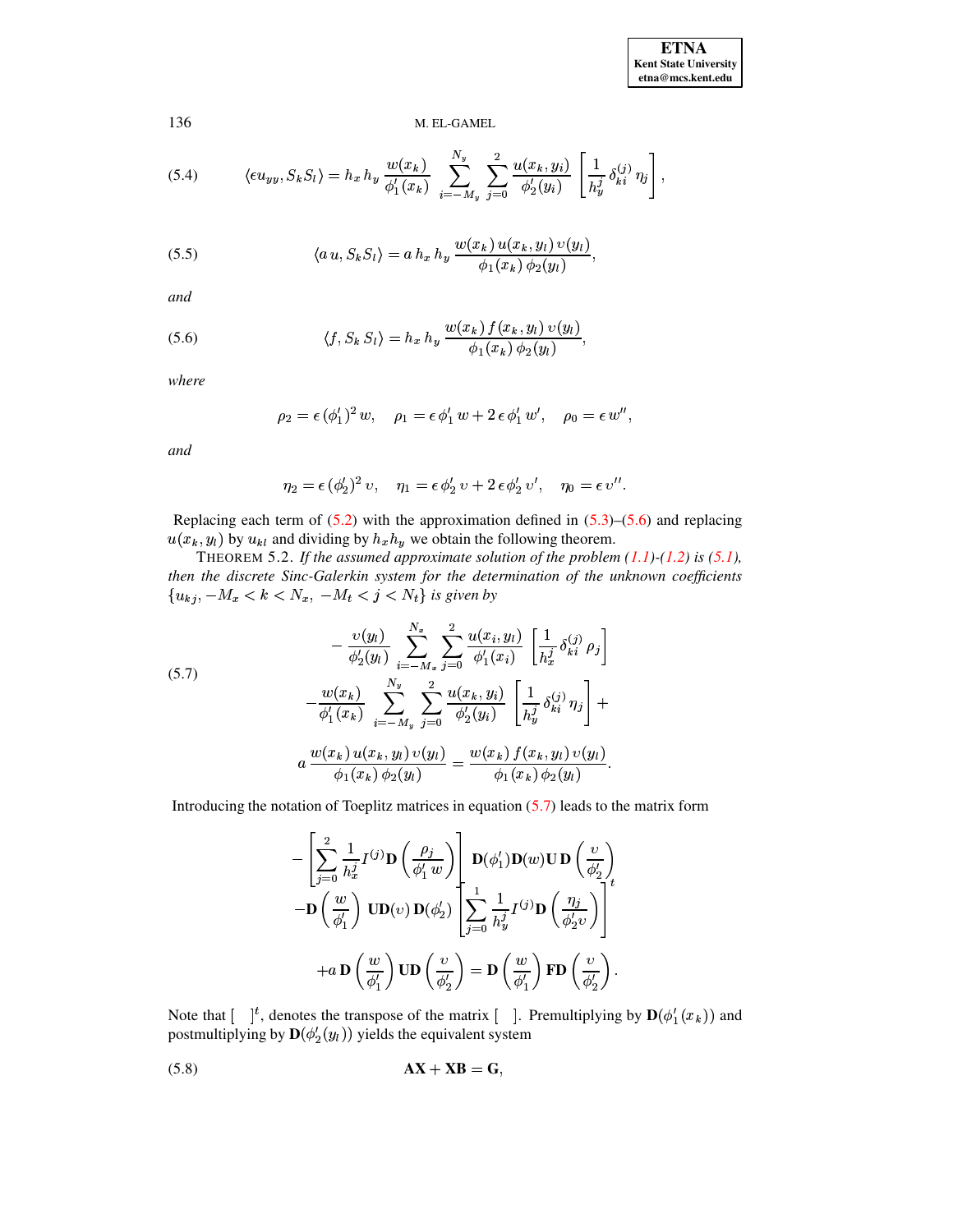$$\langle \epsilon u_{yy}, S_k S_l \rangle = h_x \, h_y \, \frac{w(x_k)}{\phi_1'(x_k)} \sum_{i=-M_y}^{N_y} \sum_{j=0}^{2} \frac{u(x_k, y_i)}{\phi_2'(y_i)} \left[ \frac{1}{h_y^j} \delta_{ki}^{(j)} \, \eta_j \right], \tag{5.4}$$

$$\langle a\, u, S_k S_l \rangle = a \, h_x \, h_y \, \frac{w(x_k) \, u(x_k, y_l) \, \upsilon(y_l)}{\phi_1(x_k) \, \phi_2(y_l)}, \tag{5.5}$$

*and*

$$\langle f, S_k \, S_l \rangle = h_x \, h_y \, \frac{w(x_k) \, f(x_k, y_l) \, \upsilon(y_l)}{\phi_1(x_k) \, \phi_2(y_l)}, \tag{5.6}$$

*where*

$$\rho_2 = \epsilon \, (\phi_1')^2 \, w, \quad \rho_1 = \epsilon \, \phi_1' \, w + 2 \, \epsilon \, \phi_1' \, w', \quad \rho_0 = \epsilon \, w'',$$

*and*

$$\eta_2 = \epsilon \, (\phi_2')^2 \, \upsilon, \quad \eta_1 = \epsilon \, \phi_2' \, \upsilon + 2 \, \epsilon \, \phi_2' \, \upsilon', \quad \eta_0 = \epsilon \, \upsilon''.$$

Replacing each term of (5.2) with the approximation defined in (5.3)–(5.6) and replacing $u(x_k, y_l)$ by $u_{kl}$ and dividing by $h_x h_y$ we obtain the following theorem.

THEOREM 5.2. *If the assumed approximate solution of the problem (1.1)-(1.2) is (5.1), then the discrete Sinc-Galerkin system for the determination of the unknown coefficients $\{u_{kj}, -M_x < k < N_x, \; -M_t < j < N_t\}$ is given by*

$$\begin{aligned} &- \frac{\upsilon(y_l)}{\phi_2'(y_l)} \sum_{i=-M_x}^{N_x} \sum_{j=0}^{2} \frac{u(x_i, y_l)}{\phi_1'(x_i)} \left[ \frac{1}{h_x^j} \delta_{ki}^{(j)} \, \rho_j \right] \\ &- \frac{w(x_k)}{\phi_1'(x_k)} \sum_{i=-M_y}^{N_y} \sum_{j=0}^{2} \frac{u(x_k, y_i)}{\phi_2'(y_i)} \left[ \frac{1}{h_y^j} \delta_{ki}^{(j)} \, \eta_j \right] + \\ &a \, \frac{w(x_k) \, u(x_k, y_l) \, \upsilon(y_l)}{\phi_1(x_k) \, \phi_2(y_l)} = \frac{w(x_k) \, f(x_k, y_l) \, \upsilon(y_l)}{\phi_1(x_k) \, \phi_2(y_l)}. \end{aligned} \tag{5.7}$$

Introducing the notation of Toeplitz matrices in equation (5.7) leads to the matrix form

$$\begin{aligned} &- \left[ \sum_{j=0}^{2} \frac{1}{h_x^j} I^{(j)} \mathbf{D} \left( \frac{\rho_j}{\phi_1' \, w} \right) \right] \mathbf{D}(\phi_1') \mathbf{D}(w) \mathbf{U} \, \mathbf{D} \left( \frac{\upsilon}{\phi_2'} \right) \\ &- \mathbf{D} \left( \frac{w}{\phi_1'} \right) \mathbf{U} \mathbf{D}(\upsilon) \, \mathbf{D}(\phi_2') \left[ \sum_{j=0}^{1} \frac{1}{h_y^j} I^{(j)} \mathbf{D} \left( \frac{\eta_j}{\phi_2' \upsilon} \right) \right]^t \\ &+ a \, \mathbf{D} \left( \frac{w}{\phi_1'} \right) \mathbf{U} \mathbf{D} \left( \frac{\upsilon}{\phi_2'} \right) = \mathbf{D} \left( \frac{w}{\phi_1'} \right) \mathbf{F} \mathbf{D} \left( \frac{\upsilon}{\phi_2'} \right). \end{aligned}$$

Note that $[\quad]^t$, denotes the transpose of the matrix $[\quad]$. Premultiplying by $\mathbf{D}(\phi_1'(x_k))$ and postmultiplying by $\mathbf{D}(\phi_2'(y_l))$ yields the equivalent system

$$\mathbf{A}\mathbf{X} + \mathbf{X}\mathbf{B} = \mathbf{G}, \tag{5.8}$$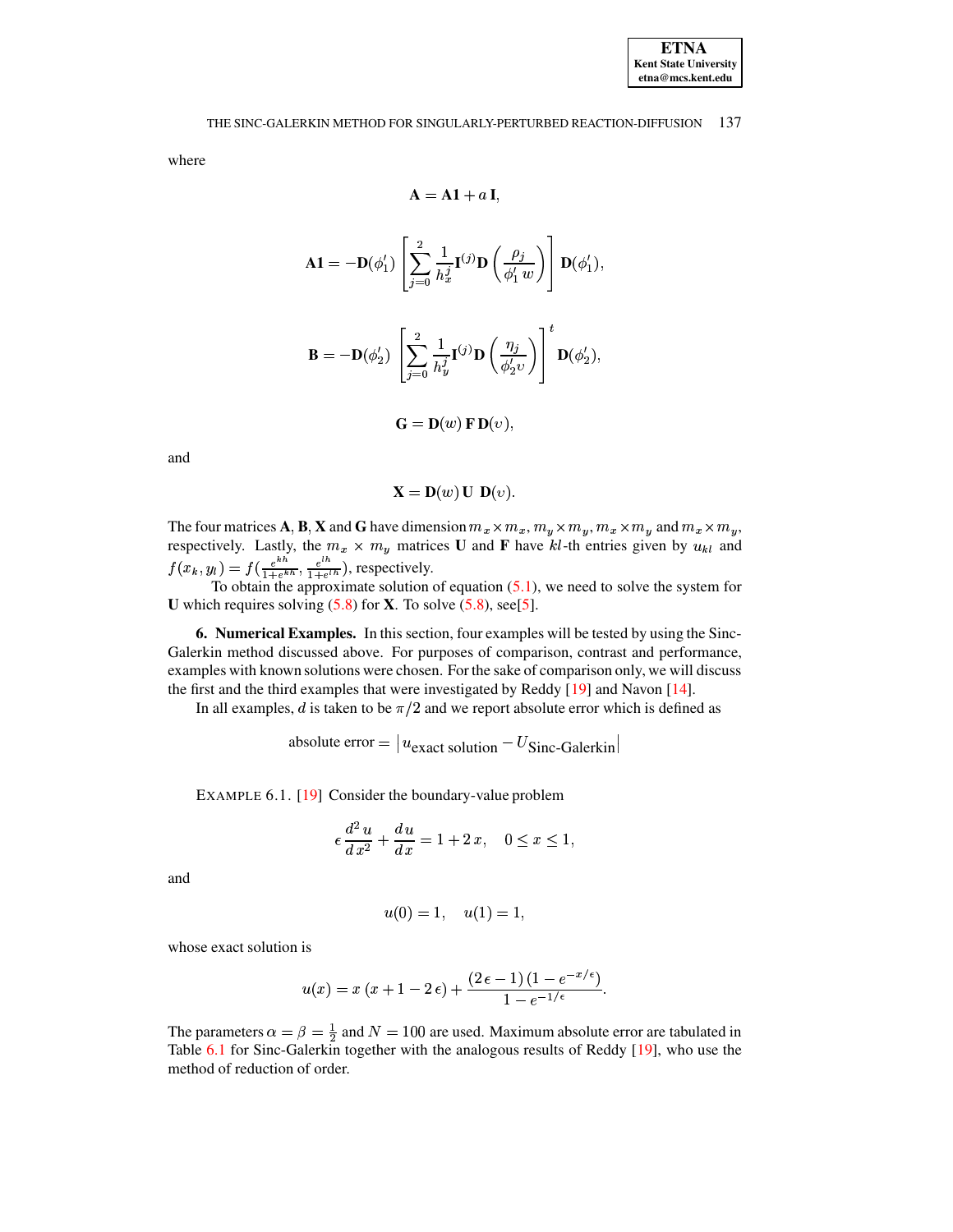where

$$\mathbf{A} = \mathbf{A1} + a\,\mathbf{I},$$

$$\mathbf{A1} = -\mathbf{D}(\phi_1') \left[ \sum_{j=0}^{2} \frac{1}{h_x^j} \mathbf{I}^{(j)} \mathbf{D}\left( \frac{\rho_j}{\phi_1'\, w} \right) \right] \mathbf{D}(\phi_1'),$$

$$\mathbf{B} = -\mathbf{D}(\phi_2') \left[ \sum_{j=0}^{2} \frac{1}{h_y^j} \mathbf{I}^{(j)} \mathbf{D}\left( \frac{\eta_j}{\phi_2' \upsilon} \right) \right]^t \mathbf{D}(\phi_2'),$$

$$\mathbf{G} = \mathbf{D}(w)\,\mathbf{F}\,\mathbf{D}(\upsilon),$$

and

$$\mathbf{X} = \mathbf{D}(w)\,\mathbf{U}\;\mathbf{D}(\upsilon).$$

The four matrices **A**, **B**, **X** and **G** have dimension $m_x \times m_x$, $m_y \times m_y$, $m_x \times m_y$ and $m_x \times m_y$, respectively. Lastly, the $m_x \times m_y$ matrices **U** and **F** have $kl$-th entries given by $u_{kl}$ and $f(x_k, y_l) = f(\frac{e^{kh}}{1+e^{kh}}, \frac{e^{lh}}{1+e^{lh}})$, respectively.

To obtain the approximate solution of equation (5.1), we need to solve the system for **U** which requires solving (5.8) for **X**. To solve (5.8), see[5].

## 6. Numerical Examples.

In this section, four examples will be tested by using the Sinc-Galerkin method discussed above. For purposes of comparison, contrast and performance, examples with known solutions were chosen. For the sake of comparison only, we will discuss the first and the third examples that were investigated by Reddy [19] and Navon [14].

In all examples, $d$ is taken to be $\pi/2$ and we report absolute error which is defined as

$$\text{absolute error} = \left| u_{\text{exact solution}} - U_{\text{Sinc-Galerkin}} \right|$$

EXAMPLE 6.1. [19] Consider the boundary-value problem

$$\epsilon \frac{d^2 u}{d x^2} + \frac{d u}{d x} = 1 + 2\,x, \quad 0 \leq x \leq 1,$$

and

$$u(0) = 1, \quad u(1) = 1,$$

whose exact solution is

$$u(x) = x\,(x + 1 - 2\,\epsilon) + \frac{(2\,\epsilon - 1)\,(1 - e^{-x/\epsilon})}{1 - e^{-1/\epsilon}}.$$

The parameters $\alpha = \beta = \frac{1}{2}$ and $N = 100$ are used. Maximum absolute error are tabulated in Table 6.1 for Sinc-Galerkin together with the analogous results of Reddy [19], who use the method of reduction of order.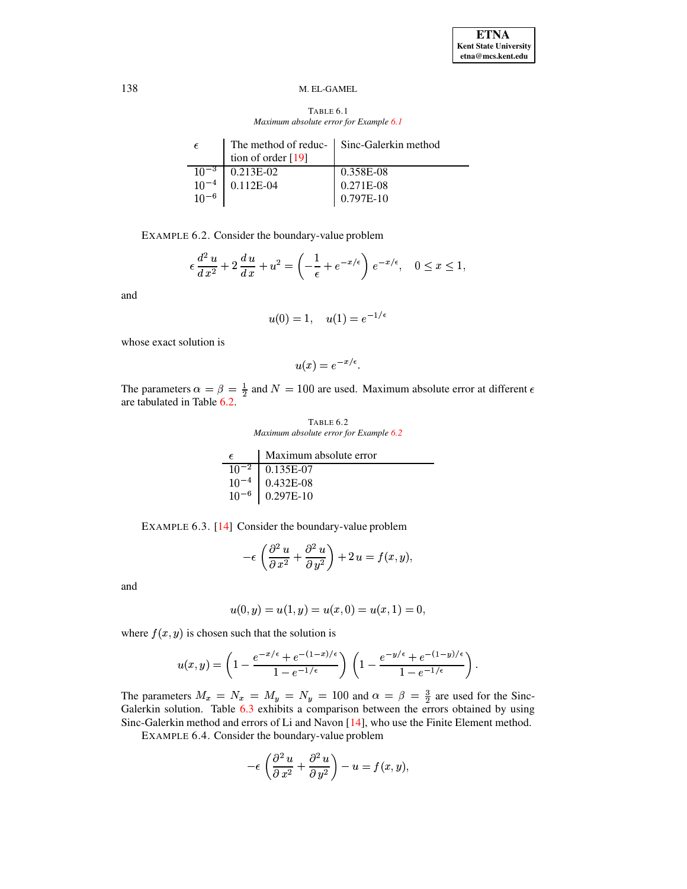TABLE 6.1
*Maximum absolute error for Example 6.1*

| $\epsilon$ | The method of reduction of order [19] | Sinc-Galerkin method |
|---|---|---|
| $10^{-3}$ | 0.213E-02 | 0.358E-08 |
| $10^{-4}$ | 0.112E-04 | 0.271E-08 |
| $10^{-6}$ | | 0.797E-10 |

EXAMPLE 6.2. Consider the boundary-value problem

$$\epsilon \frac{d^2 u}{d x^2} + 2 \frac{d u}{d x} + u^2 = \left( -\frac{1}{\epsilon} + e^{-x/\epsilon} \right) e^{-x/\epsilon}, \quad 0 \leq x \leq 1,$$

and

$$u(0) = 1, \quad u(1) = e^{-1/\epsilon}$$

whose exact solution is

$$u(x) = e^{-x/\epsilon}.$$

The parameters $\alpha = \beta = \frac{1}{2}$ and $N = 100$ are used. Maximum absolute error at different $\epsilon$ are tabulated in Table 6.2.

TABLE 6.2
*Maximum absolute error for Example 6.2*

| $\epsilon$ | Maximum absolute error |
|---|---|
| $10^{-2}$ | 0.135E-07 |
| $10^{-4}$ | 0.432E-08 |
| $10^{-6}$ | 0.297E-10 |

EXAMPLE 6.3. [14] Consider the boundary-value problem

$$-\epsilon \left( \frac{\partial^2 u}{\partial x^2} + \frac{\partial^2 u}{\partial y^2} \right) + 2 u = f(x, y),$$

and

$$u(0, y) = u(1, y) = u(x, 0) = u(x, 1) = 0,$$

where $f(x, y)$ is chosen such that the solution is

$$u(x, y) = \left( 1 - \frac{e^{-x/\epsilon} + e^{-(1-x)/\epsilon}}{1 - e^{-1/\epsilon}} \right) \left( 1 - \frac{e^{-y/\epsilon} + e^{-(1-y)/\epsilon}}{1 - e^{-1/\epsilon}} \right).$$

The parameters $M_x = N_x = M_y = N_y = 100$ and $\alpha = \beta = \frac{3}{2}$ are used for the Sinc-Galerkin solution. Table 6.3 exhibits a comparison between the errors obtained by using Sinc-Galerkin method and errors of Li and Navon [14], who use the Finite Element method.

EXAMPLE 6.4. Consider the boundary-value problem

$$-\epsilon \left( \frac{\partial^2 u}{\partial x^2} + \frac{\partial^2 u}{\partial y^2} \right) - u = f(x, y),$$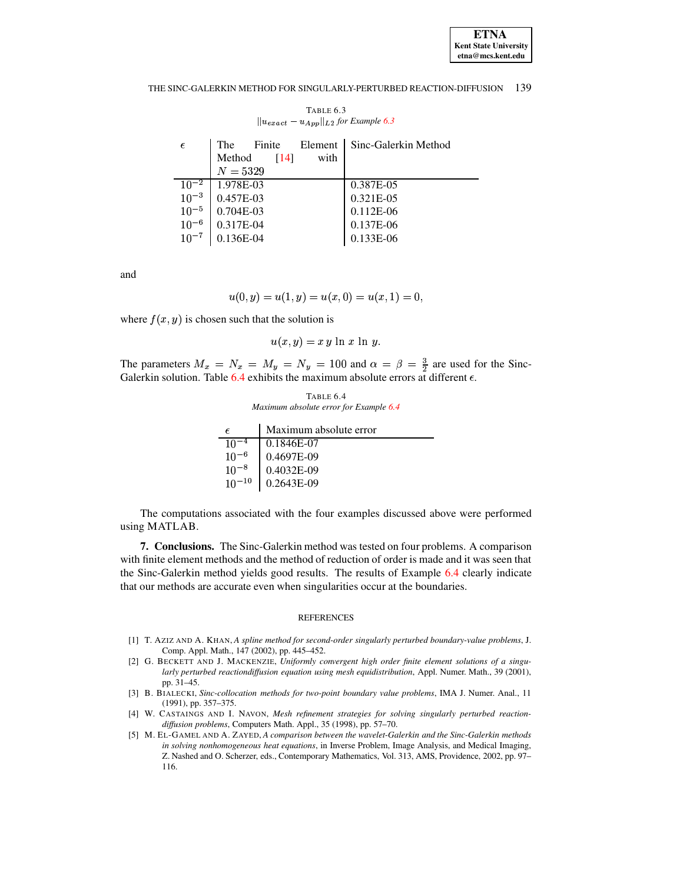TABLE 6.3
$||u_{exact} - u_{App}||_{L2}$ *for Example 6.3*

| $\epsilon$ | The Finite Element Method [14] with $N = 5329$ | Sinc-Galerkin Method |
|---|---|---|
| $10^{-2}$ | 1.978E-03 | 0.387E-05 |
| $10^{-3}$ | 0.457E-03 | 0.321E-05 |
| $10^{-5}$ | 0.704E-03 | 0.112E-06 |
| $10^{-6}$ | 0.317E-04 | 0.137E-06 |
| $10^{-7}$ | 0.136E-04 | 0.133E-06 |

and

$$u(0, y) = u(1, y) = u(x, 0) = u(x, 1) = 0,$$

where $f(x, y)$ is chosen such that the solution is

$$u(x, y) = x\, y\, \ln\, x\, \ln\, y.$$

The parameters $M_x = N_x = M_y = N_y = 100$ and $\alpha = \beta = \frac{3}{2}$ are used for the Sinc-Galerkin solution. Table 6.4 exhibits the maximum absolute errors at different $\epsilon$.

TABLE 6.4
*Maximum absolute error for Example 6.4*

| $\epsilon$ | Maximum absolute error |
|---|---|
| $10^{-4}$ | 0.1846E-07 |
| $10^{-6}$ | 0.4697E-09 |
| $10^{-8}$ | 0.4032E-09 |
| $10^{-10}$ | 0.2643E-09 |

The computations associated with the four examples discussed above were performed using MATLAB.

**7. Conclusions.** The Sinc-Galerkin method was tested on four problems. A comparison with finite element methods and the method of reduction of order is made and it was seen that the Sinc-Galerkin method yields good results. The results of Example 6.4 clearly indicate that our methods are accurate even when singularities occur at the boundaries.

## REFERENCES

[1] T. AZIZ AND A. KHAN, *A spline method for second-order singularly perturbed boundary-value problems*, J. Comp. Appl. Math., 147 (2002), pp. 445–452.

[2] G. BECKETT AND J. MACKENZIE, *Uniformly convergent high order finite element solutions of a singularly perturbed reactiondiffusion equation using mesh equidistribution*, Appl. Numer. Math., 39 (2001), pp. 31–45.

[3] B. BIALECKI, *Sinc-collocation methods for two-point boundary value problems*, IMA J. Numer. Anal., 11 (1991), pp. 357–375.

[4] W. CASTAINGS AND I. NAVON, *Mesh refinement strategies for solving singularly perturbed reaction-diffusion problems*, Computers Math. Appl., 35 (1998), pp. 57–70.

[5] M. EL-GAMEL AND A. ZAYED, *A comparison between the wavelet-Galerkin and the Sinc-Galerkin methods in solving nonhomogeneous heat equations*, in Inverse Problem, Image Analysis, and Medical Imaging, Z. Nashed and O. Scherzer, eds., Contemporary Mathematics, Vol. 313, AMS, Providence, 2002, pp. 97–116.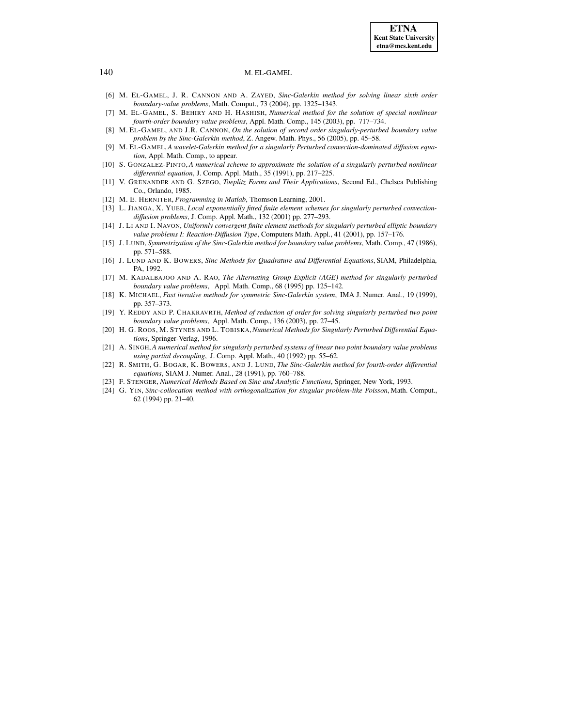[6] M. EL-GAMEL, J. R. CANNON AND A. ZAYED, *Sinc-Galerkin method for solving linear sixth order boundary-value problems*, Math. Comput., 73 (2004), pp. 1325–1343.

[7] M. EL-GAMEL, S. BEHIRY AND H. HASHISH, *Numerical method for the solution of special nonlinear fourth-order boundary value problems*, Appl. Math. Comp., 145 (2003), pp. 717–734.

[8] M. EL-GAMEL, AND J.R. CANNON, *On the solution of second order singularly-perturbed boundary value problem by the Sinc-Galerkin method*, Z. Angew. Math. Phys., 56 (2005), pp. 45–58.

[9] M. EL-GAMEL, *A wavelet-Galerkin method for a singularly Perturbed convection-dominated diffusion equation*, Appl. Math. Comp., to appear.

[10] S. GONZALEZ-PINTO, *A numerical scheme to approximate the solution of a singularly perturbed nonlinear differential equation*, J. Comp. Appl. Math., 35 (1991), pp. 217–225.

[11] V. GRENANDER AND G. SZEGO, *Toeplitz Forms and Their Applications*, Second Ed., Chelsea Publishing Co., Orlando, 1985.

[12] M. E. HERNITER, *Programming in Matlab*, Thomson Learning, 2001.

[13] L. JIANGA, X. YUEB, *Local exponentially fitted finite element schemes for singularly perturbed convection-diffusion problems*, J. Comp. Appl. Math., 132 (2001) pp. 277–293.

[14] J. LI AND I. NAVON, *Uniformly convergent finite element methods for singularly perturbed elliptic boundary value problems I: Reaction-Diffusion Type*, Computers Math. Appl., 41 (2001), pp. 157–176.

[15] J. LUND, *Symmetrization of the Sinc-Galerkin method for boundary value problems*, Math. Comp., 47 (1986), pp. 571–588.

[16] J. LUND AND K. BOWERS, *Sinc Methods for Quadrature and Differential Equations*, SIAM, Philadelphia, PA, 1992.

[17] M. KADALBAJOO AND A. RAO, *The Alternating Group Explicit (AGE) method for singularly perturbed boundary value problems*, Appl. Math. Comp., 68 (1995) pp. 125–142.

[18] K. MICHAEL, *Fast iterative methods for symmetric Sinc-Galerkin system*, IMA J. Numer. Anal., 19 (1999), pp. 357–373.

[19] Y. REDDY AND P. CHAKRAVRTH, *Method of reduction of order for solving singularly perturbed two point boundary value problems*, Appl. Math. Comp., 136 (2003), pp. 27–45.

[20] H. G. ROOS, M. STYNES AND L. TOBISKA, *Numerical Methods for Singularly Perturbed Differential Equations*, Springer-Verlag, 1996.

[21] A. SINGH, *A numerical method for singularly perturbed systems of linear two point boundary value problems using partial decoupling*, J. Comp. Appl. Math., 40 (1992) pp. 55–62.

[22] R. SMITH, G. BOGAR, K. BOWERS, AND J. LUND, *The Sinc-Galerkin method for fourth-order differential equations*, SIAM J. Numer. Anal., 28 (1991), pp. 760–788.

[23] F. STENGER, *Numerical Methods Based on Sinc and Analytic Functions*, Springer, New York, 1993.

[24] G. YIN, *Sinc-collocation method with orthogonalization for singular problem-like Poisson*, Math. Comput., 62 (1994) pp. 21–40.